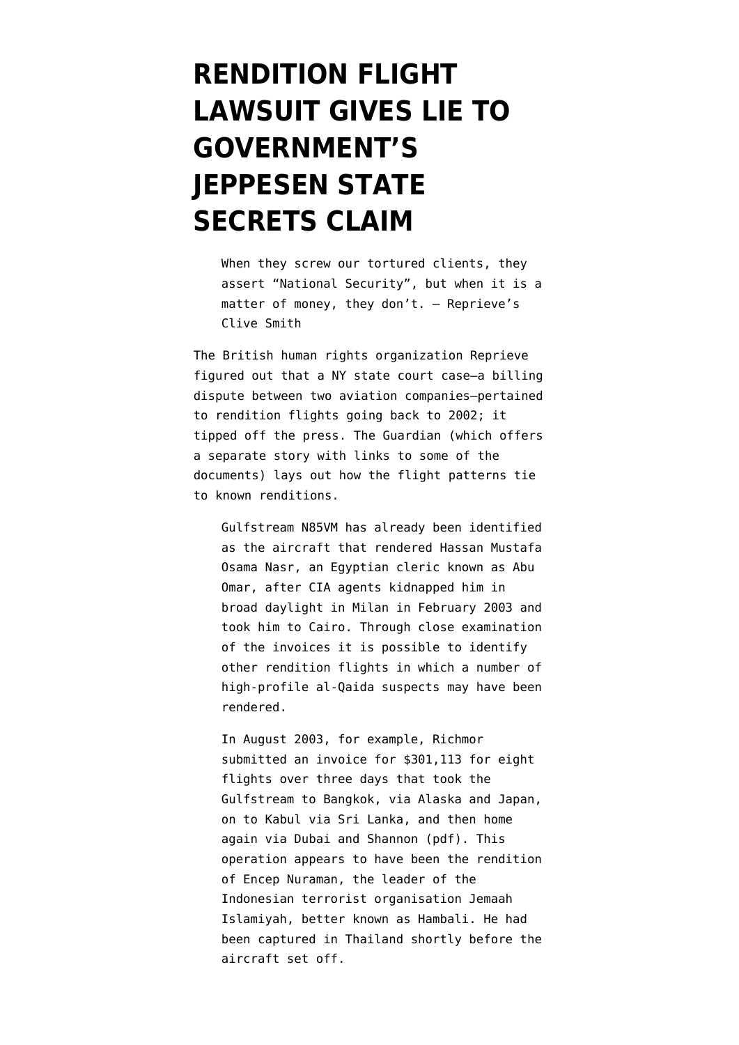# RENDITION FLIGHT LAWSUIT GIVES LIE TO GOVERNMENT'S JEPPESEN STATE SECRETS CLAIM

> When they screw our tortured clients, they assert "National Security", but when it is a matter of money, they don't. — Reprieve's Clive Smith

The British human rights organization Reprieve figured out that a NY state court case—a billing dispute between two aviation companies—pertained to rendition flights going back to 2002; it tipped off the press. The Guardian (which offers a separate story with links to some of the documents) lays out how the flight patterns tie to known renditions.

> Gulfstream N85VM has already been identified as the aircraft that rendered Hassan Mustafa Osama Nasr, an Egyptian cleric known as Abu Omar, after CIA agents kidnapped him in broad daylight in Milan in February 2003 and took him to Cairo. Through close examination of the invoices it is possible to identify other rendition flights in which a number of high-profile al-Qaida suspects may have been rendered.
>
> In August 2003, for example, Richmor submitted an invoice for $301,113 for eight flights over three days that took the Gulfstream to Bangkok, via Alaska and Japan, on to Kabul via Sri Lanka, and then home again via Dubai and Shannon (pdf). This operation appears to have been the rendition of Encep Nuraman, the leader of the Indonesian terrorist organisation Jemaah Islamiyah, better known as Hambali. He had been captured in Thailand shortly before the aircraft set off.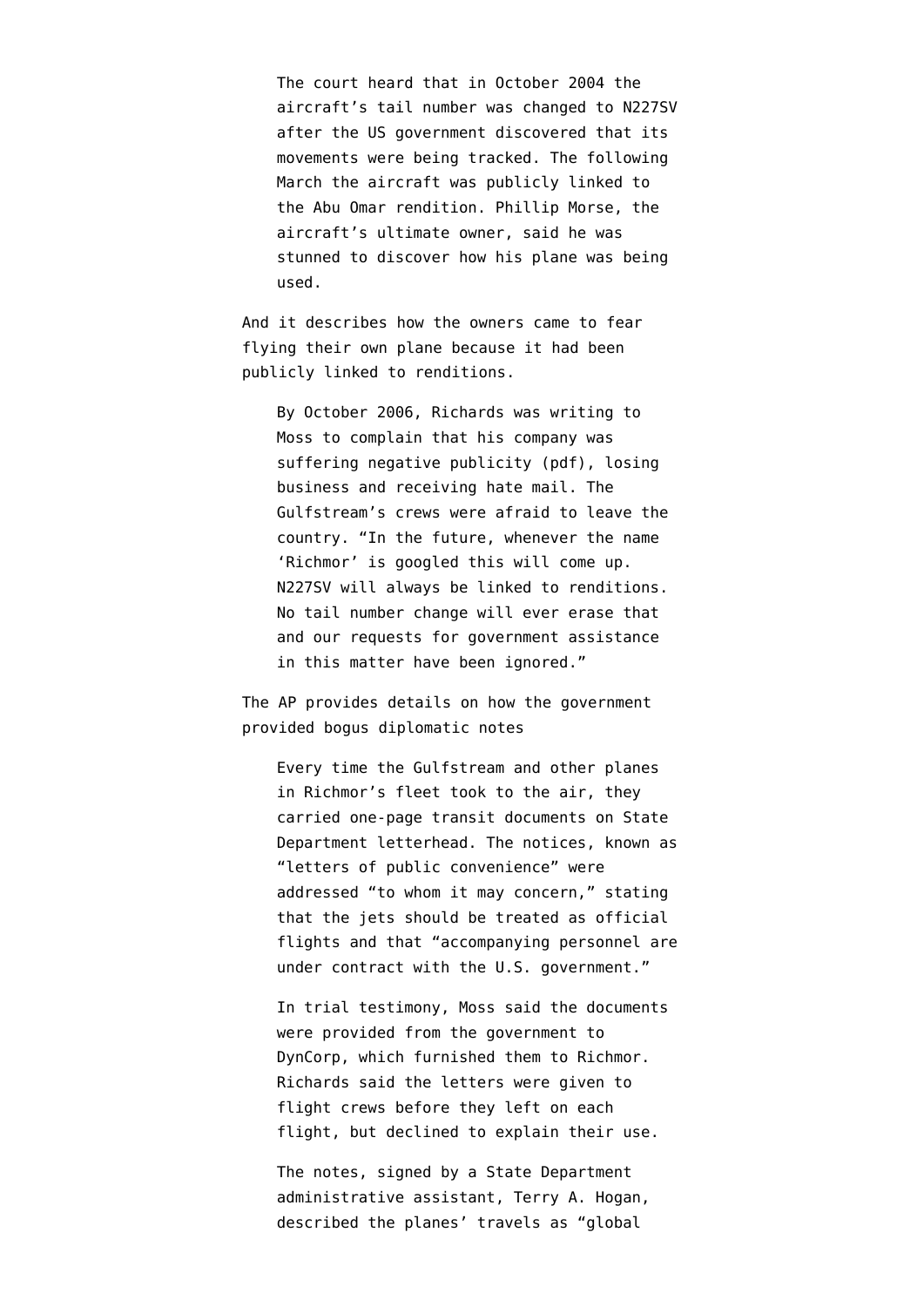> The court heard that in October 2004 the aircraft's tail number was changed to N227SV after the US government discovered that its movements were being tracked. The following March the aircraft was publicly linked to the Abu Omar rendition. Phillip Morse, the aircraft's ultimate owner, said he was stunned to discover how his plane was being used.

And it describes how the owners came to fear flying their own plane because it had been publicly linked to renditions.

> By October 2006, Richards was writing to Moss to complain that his company was suffering negative publicity (pdf), losing business and receiving hate mail. The Gulfstream's crews were afraid to leave the country. "In the future, whenever the name 'Richmor' is googled this will come up. N227SV will always be linked to renditions. No tail number change will ever erase that and our requests for government assistance in this matter have been ignored."

The AP provides details on how the government provided bogus diplomatic notes

> Every time the Gulfstream and other planes in Richmor's fleet took to the air, they carried one-page transit documents on State Department letterhead. The notices, known as "letters of public convenience" were addressed "to whom it may concern," stating that the jets should be treated as official flights and that "accompanying personnel are under contract with the U.S. government."
>
> In trial testimony, Moss said the documents were provided from the government to DynCorp, which furnished them to Richmor. Richards said the letters were given to flight crews before they left on each flight, but declined to explain their use.
>
> The notes, signed by a State Department administrative assistant, Terry A. Hogan, described the planes' travels as "global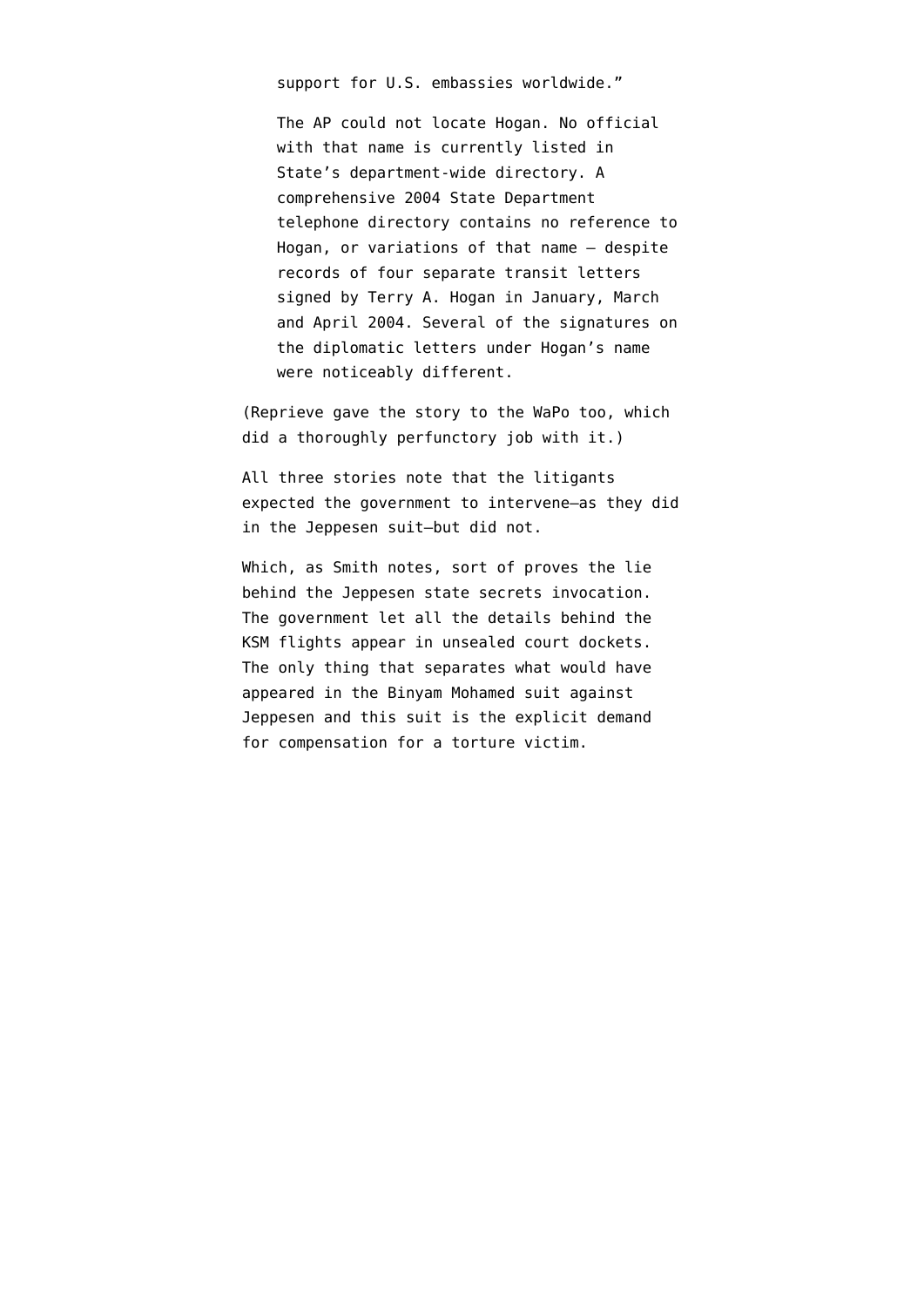> support for U.S. embassies worldwide."
>
> The AP could not locate Hogan. No official with that name is currently listed in State's department-wide directory. A comprehensive 2004 State Department telephone directory contains no reference to Hogan, or variations of that name — despite records of four separate transit letters signed by Terry A. Hogan in January, March and April 2004. Several of the signatures on the diplomatic letters under Hogan's name were noticeably different.

(Reprieve gave the story to the WaPo too, which did a thoroughly perfunctory job with it.)

All three stories note that the litigants expected the government to intervene—as they did in the Jeppesen suit—but did not.

Which, as Smith notes, sort of proves the lie behind the Jeppesen state secrets invocation. The government let all the details behind the KSM flights appear in unsealed court dockets. The only thing that separates what would have appeared in the Binyam Mohamed suit against Jeppesen and this suit is the explicit demand for compensation for a torture victim.